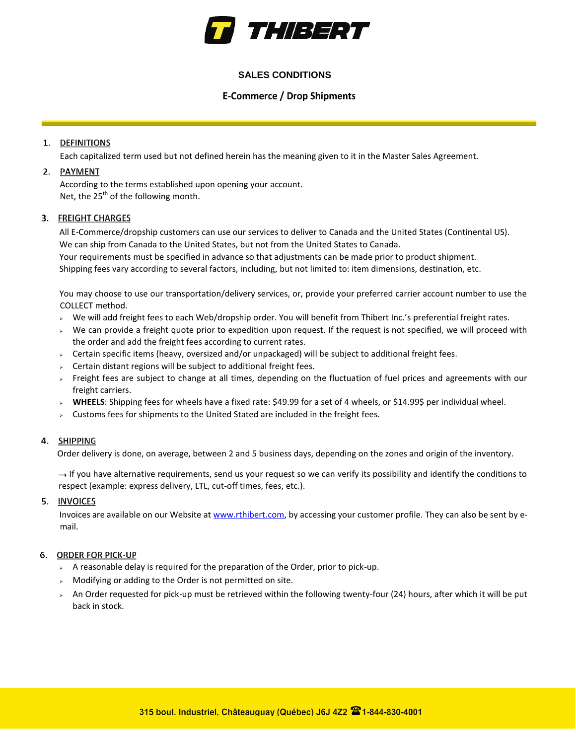# THIBERT

## SALES CONDITIONS

## E-Commerce / Drop Shipments

1. **DEFINITIONS**

   Each capitalized term used but not defined herein has the meaning given to it in the Master Sales Agreement.

2. **PAYMENT**

   According to the terms established upon opening your account.
   Net, the 25th of the following month.

3. **FREIGHT CHARGES**

   All E-Commerce/dropship customers can use our services to deliver to Canada and the United States (Continental US).
   We can ship from Canada to the United States, but not from the United States to Canada.
   Your requirements must be specified in advance so that adjustments can be made prior to product shipment.
   Shipping fees vary according to several factors, including, but not limited to: item dimensions, destination, etc.

   You may choose to use our transportation/delivery services, or, provide your preferred carrier account number to use the COLLECT method.

   - We will add freight fees to each Web/dropship order. You will benefit from Thibert Inc.'s preferential freight rates.
   - We can provide a freight quote prior to expedition upon request. If the request is not specified, we will proceed with the order and add the freight fees according to current rates.
   - Certain specific items (heavy, oversized and/or unpackaged) will be subject to additional freight fees.
   - Certain distant regions will be subject to additional freight fees.
   - Freight fees are subject to change at all times, depending on the fluctuation of fuel prices and agreements with our freight carriers.
   - **WHEELS**: Shipping fees for wheels have a fixed rate: $49.99 for a set of 4 wheels, or $14.99$ per individual wheel.
   - Customs fees for shipments to the United Stated are included in the freight fees.

4. **SHIPPING**

   Order delivery is done, on average, between 2 and 5 business days, depending on the zones and origin of the inventory.

   → If you have alternative requirements, send us your request so we can verify its possibility and identify the conditions to respect (example: express delivery, LTL, cut-off times, fees, etc.).

5. **INVOICES**

   Invoices are available on our Website at [www.rthibert.com](http://www.rthibert.com), by accessing your customer profile. They can also be sent by e-mail.

6. **ORDER FOR PICK-UP**

   - A reasonable delay is required for the preparation of the Order, prior to pick-up.
   - Modifying or adding to the Order is not permitted on site.
   - An Order requested for pick-up must be retrieved within the following twenty-four (24) hours, after which it will be put back in stock.

315 boul. Industriel, Châteauguay (Québec) J6J 4Z2 ☎ 1-844-830-4001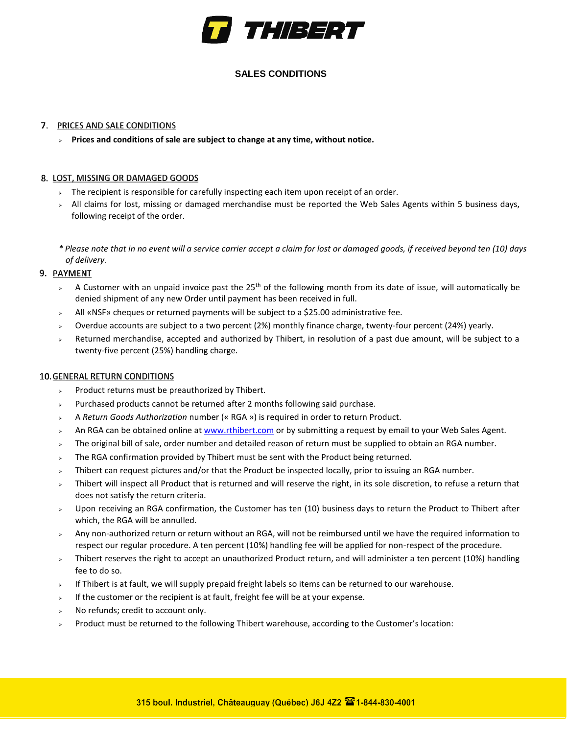# THIBERT

## SALES CONDITIONS

### 7. PRICES AND SALE CONDITIONS

- **Prices and conditions of sale are subject to change at any time, without notice.**

### 8. LOST, MISSING OR DAMAGED GOODS

- The recipient is responsible for carefully inspecting each item upon receipt of an order.
- All claims for lost, missing or damaged merchandise must be reported the Web Sales Agents within 5 business days, following receipt of the order.

*\* Please note that in no event will a service carrier accept a claim for lost or damaged goods, if received beyond ten (10) days of delivery.*

### 9. PAYMENT

- A Customer with an unpaid invoice past the 25th of the following month from its date of issue, will automatically be denied shipment of any new Order until payment has been received in full.
- All «NSF» cheques or returned payments will be subject to a $25.00 administrative fee.
- Overdue accounts are subject to a two percent (2%) monthly finance charge, twenty-four percent (24%) yearly.
- Returned merchandise, accepted and authorized by Thibert, in resolution of a past due amount, will be subject to a twenty-five percent (25%) handling charge.

### 10. GENERAL RETURN CONDITIONS

- Product returns must be preauthorized by Thibert.
- Purchased products cannot be returned after 2 months following said purchase.
- A *Return Goods Authorization* number (« RGA ») is required in order to return Product.
- An RGA can be obtained online at www.rthibert.com or by submitting a request by email to your Web Sales Agent.
- The original bill of sale, order number and detailed reason of return must be supplied to obtain an RGA number.
- The RGA confirmation provided by Thibert must be sent with the Product being returned.
- Thibert can request pictures and/or that the Product be inspected locally, prior to issuing an RGA number.
- Thibert will inspect all Product that is returned and will reserve the right, in its sole discretion, to refuse a return that does not satisfy the return criteria.
- Upon receiving an RGA confirmation, the Customer has ten (10) business days to return the Product to Thibert after which, the RGA will be annulled.
- Any non-authorized return or return without an RGA, will not be reimbursed until we have the required information to respect our regular procedure. A ten percent (10%) handling fee will be applied for non-respect of the procedure.
- Thibert reserves the right to accept an unauthorized Product return, and will administer a ten percent (10%) handling fee to do so.
- If Thibert is at fault, we will supply prepaid freight labels so items can be returned to our warehouse.
- If the customer or the recipient is at fault, freight fee will be at your expense.
- No refunds; credit to account only.
- Product must be returned to the following Thibert warehouse, according to the Customer's location:

315 boul. Industriel, Châteauguay (Québec) J6J 4Z2 ☎ 1-844-830-4001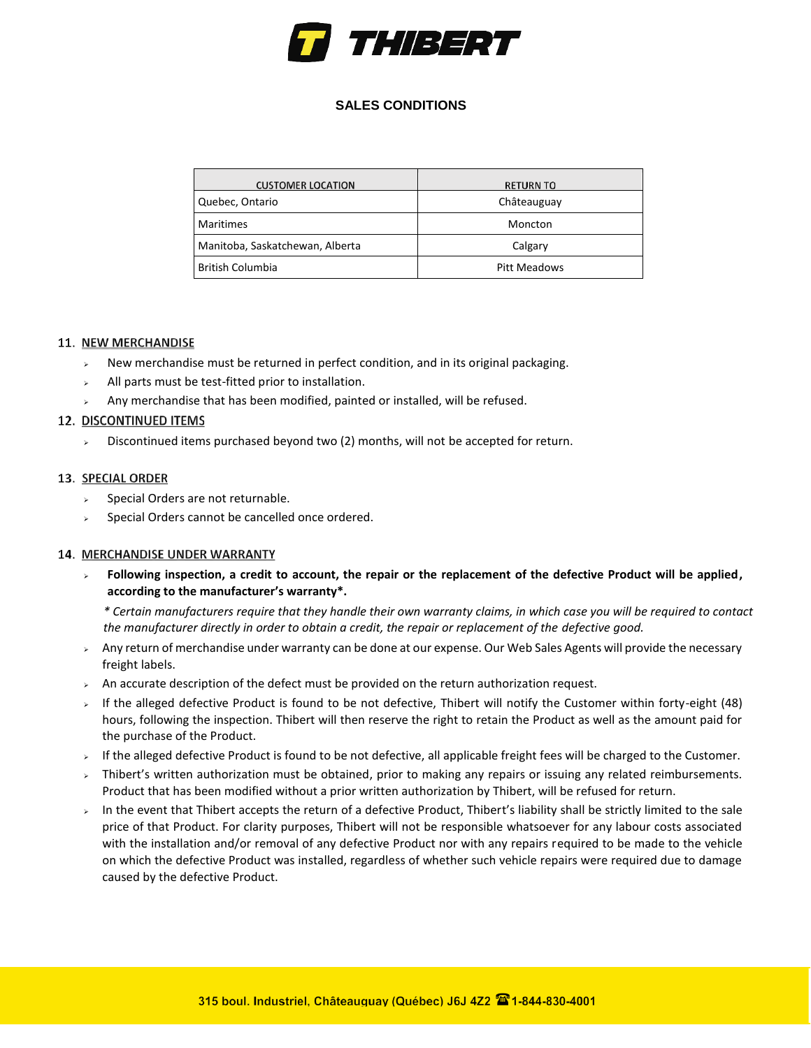# THIBERT

## SALES CONDITIONS

| CUSTOMER LOCATION | RETURN TO |
|---|---|
| Quebec, Ontario | Châteauguay |
| Maritimes | Moncton |
| Manitoba, Saskatchewan, Alberta | Calgary |
| British Columbia | Pitt Meadows |

### 11. NEW MERCHANDISE

- New merchandise must be returned in perfect condition, and in its original packaging.
- All parts must be test-fitted prior to installation.
- Any merchandise that has been modified, painted or installed, will be refused.

### 12. DISCONTINUED ITEMS

- Discontinued items purchased beyond two (2) months, will not be accepted for return.

### 13. SPECIAL ORDER

- Special Orders are not returnable.
- Special Orders cannot be cancelled once ordered.

### 14. MERCHANDISE UNDER WARRANTY

- **Following inspection, a credit to account, the repair or the replacement of the defective Product will be applied, according to the manufacturer's warranty*.**

  *\* Certain manufacturers require that they handle their own warranty claims, in which case you will be required to contact the manufacturer directly in order to obtain a credit, the repair or replacement of the defective good.*
- Any return of merchandise under warranty can be done at our expense. Our Web Sales Agents will provide the necessary freight labels.
- An accurate description of the defect must be provided on the return authorization request.
- If the alleged defective Product is found to be not defective, Thibert will notify the Customer within forty-eight (48) hours, following the inspection. Thibert will then reserve the right to retain the Product as well as the amount paid for the purchase of the Product.
- If the alleged defective Product is found to be not defective, all applicable freight fees will be charged to the Customer.
- Thibert's written authorization must be obtained, prior to making any repairs or issuing any related reimbursements. Product that has been modified without a prior written authorization by Thibert, will be refused for return.
- In the event that Thibert accepts the return of a defective Product, Thibert's liability shall be strictly limited to the sale price of that Product. For clarity purposes, Thibert will not be responsible whatsoever for any labour costs associated with the installation and/or removal of any defective Product nor with any repairs required to be made to the vehicle on which the defective Product was installed, regardless of whether such vehicle repairs were required due to damage caused by the defective Product.

315 boul. Industriel, Châteauguay (Québec) J6J 4Z2 ☎1-844-830-4001